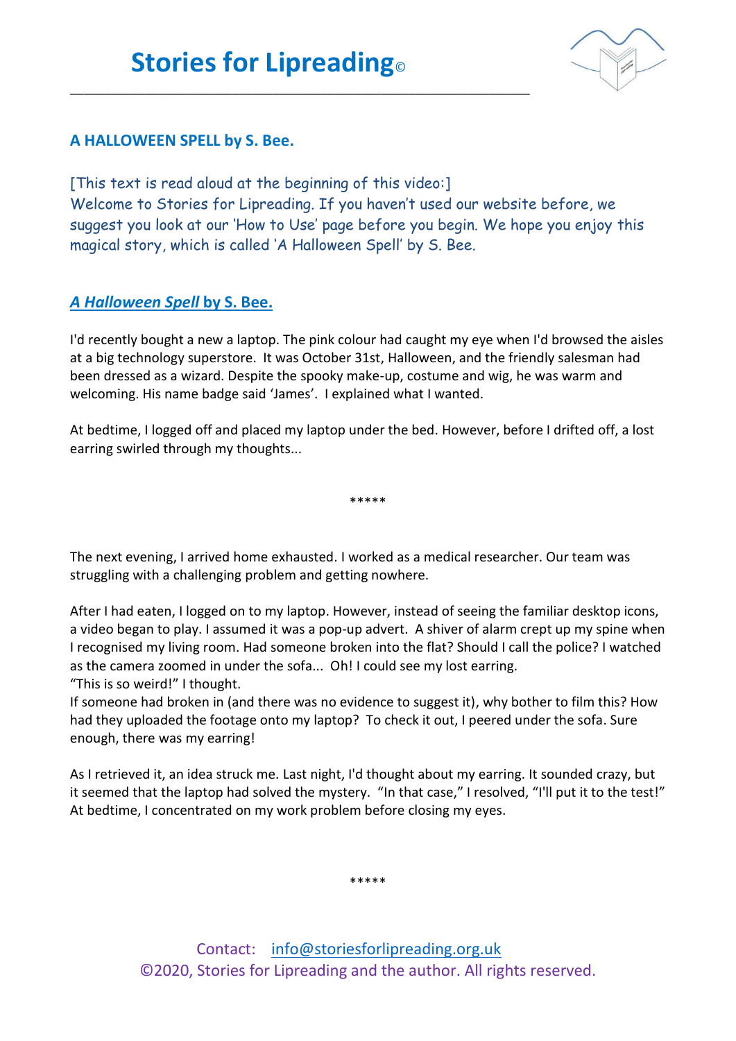# Stories for Lipreading©

## A HALLOWEEN SPELL by S. Bee.

[This text is read aloud at the beginning of this video:]
Welcome to Stories for Lipreading. If you haven't used our website before, we suggest you look at our 'How to Use' page before you begin. We hope you enjoy this magical story, which is called 'A Halloween Spell' by S. Bee.

## *A Halloween Spell* by S. Bee.

I'd recently bought a new laptop. The pink colour had caught my eye when I'd browsed the aisles at a big technology superstore. It was October 31st, Halloween, and the friendly salesman had been dressed as a wizard. Despite the spooky make-up, costume and wig, he was warm and welcoming. His name badge said 'James'. I explained what I wanted.

At bedtime, I logged off and placed my laptop under the bed. However, before I drifted off, a lost earring swirled through my thoughts...

*****

The next evening, I arrived home exhausted. I worked as a medical researcher. Our team was struggling with a challenging problem and getting nowhere.

After I had eaten, I logged on to my laptop. However, instead of seeing the familiar desktop icons, a video began to play. I assumed it was a pop-up advert. A shiver of alarm crept up my spine when I recognised my living room. Had someone broken into the flat? Should I call the police? I watched as the camera zoomed in under the sofa... Oh! I could see my lost earring.
"This is so weird!" I thought.
If someone had broken in (and there was no evidence to suggest it), why bother to film this? How had they uploaded the footage onto my laptop? To check it out, I peered under the sofa. Sure enough, there was my earring!

As I retrieved it, an idea struck me. Last night, I'd thought about my earring. It sounded crazy, but it seemed that the laptop had solved the mystery. "In that case," I resolved, "I'll put it to the test!" At bedtime, I concentrated on my work problem before closing my eyes.

*****

Contact: info@storiesforlipreading.org.uk
©2020, Stories for Lipreading and the author. All rights reserved.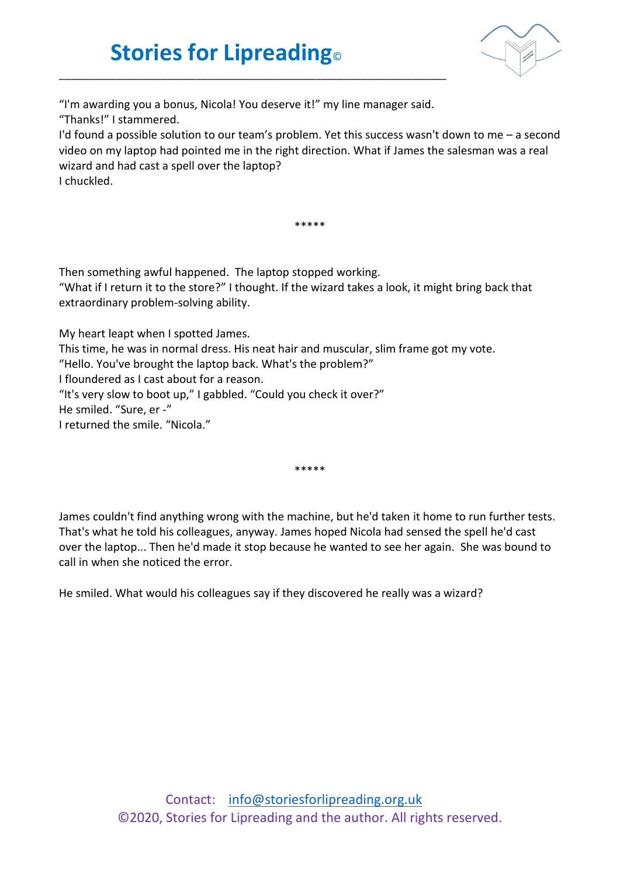"I'm awarding you a bonus, Nicola! You deserve it!" my line manager said.
"Thanks!" I stammered.
I'd found a possible solution to our team's problem. Yet this success wasn't down to me – a second video on my laptop had pointed me in the right direction. What if James the salesman was a real wizard and had cast a spell over the laptop?
I chuckled.

*****

Then something awful happened. The laptop stopped working.
"What if I return it to the store?" I thought. If the wizard takes a look, it might bring back that extraordinary problem-solving ability.

My heart leapt when I spotted James.
This time, he was in normal dress. His neat hair and muscular, slim frame got my vote.
"Hello. You've brought the laptop back. What's the problem?"
I floundered as I cast about for a reason.
"It's very slow to boot up," I gabbled. "Could you check it over?"
He smiled. "Sure, er -"
I returned the smile. "Nicola."

*****

James couldn't find anything wrong with the machine, but he'd taken it home to run further tests. That's what he told his colleagues, anyway. James hoped Nicola had sensed the spell he'd cast over the laptop... Then he'd made it stop because he wanted to see her again. She was bound to call in when she noticed the error.

He smiled. What would his colleagues say if they discovered he really was a wizard?

Contact: info@storiesforlipreading.org.uk
©2020, Stories for Lipreading and the author. All rights reserved.